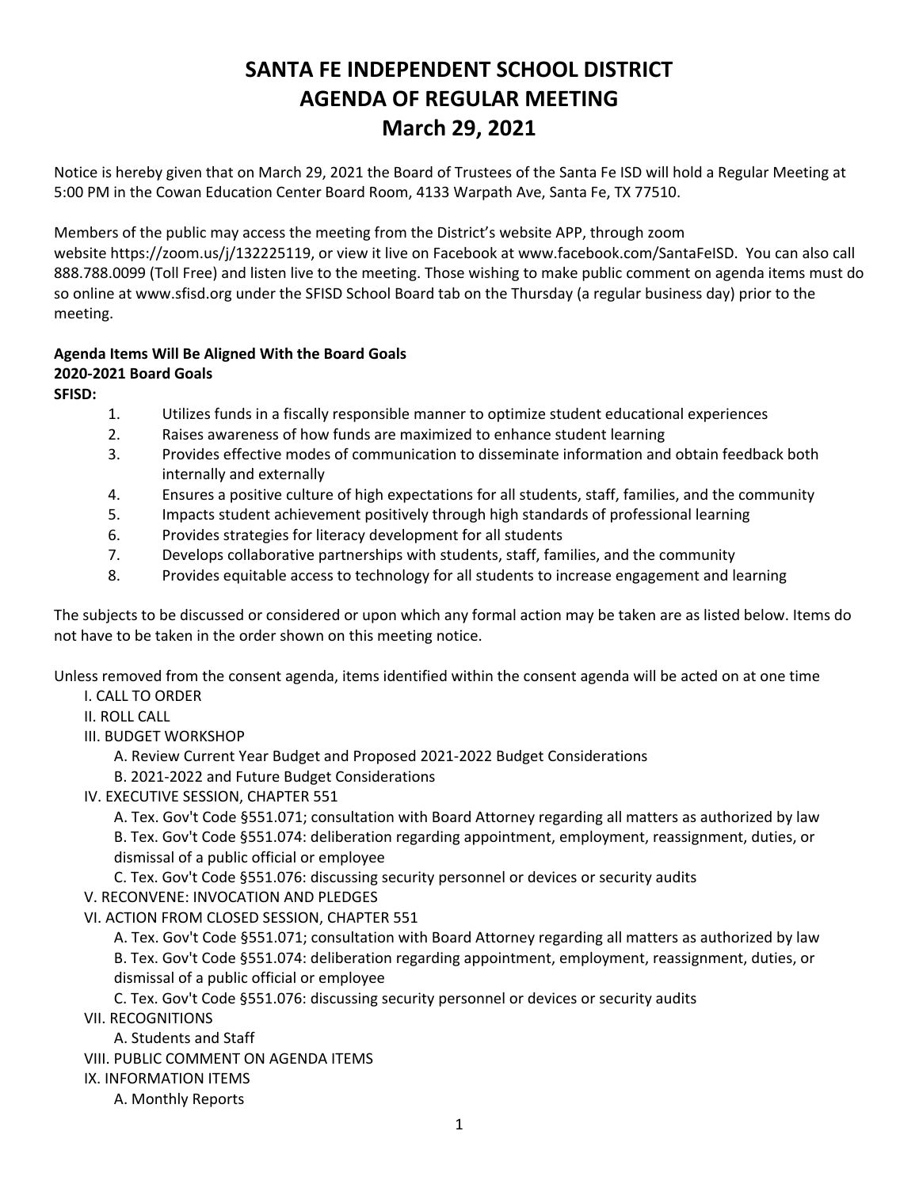# SANTA FE INDEPENDENT SCHOOL DISTRICT
# AGENDA OF REGULAR MEETING
# March 29, 2021

Notice is hereby given that on March 29, 2021 the Board of Trustees of the Santa Fe ISD will hold a Regular Meeting at 5:00 PM in the Cowan Education Center Board Room, 4133 Warpath Ave, Santa Fe, TX 77510.

Members of the public may access the meeting from the District's website APP, through zoom website https://zoom.us/j/132225119, or view it live on Facebook at www.facebook.com/SantaFeISD. You can also call 888.788.0099 (Toll Free) and listen live to the meeting. Those wishing to make public comment on agenda items must do so online at www.sfisd.org under the SFISD School Board tab on the Thursday (a regular business day) prior to the meeting.

**Agenda Items Will Be Aligned With the Board Goals**
**2020-2021 Board Goals**
**SFISD:**

1. Utilizes funds in a fiscally responsible manner to optimize student educational experiences
2. Raises awareness of how funds are maximized to enhance student learning
3. Provides effective modes of communication to disseminate information and obtain feedback both internally and externally
4. Ensures a positive culture of high expectations for all students, staff, families, and the community
5. Impacts student achievement positively through high standards of professional learning
6. Provides strategies for literacy development for all students
7. Develops collaborative partnerships with students, staff, families, and the community
8. Provides equitable access to technology for all students to increase engagement and learning

The subjects to be discussed or considered or upon which any formal action may be taken are as listed below. Items do not have to be taken in the order shown on this meeting notice.

Unless removed from the consent agenda, items identified within the consent agenda will be acted on at one time

- I. CALL TO ORDER
- II. ROLL CALL
- III. BUDGET WORKSHOP
  - A. Review Current Year Budget and Proposed 2021-2022 Budget Considerations
  - B. 2021-2022 and Future Budget Considerations
- IV. EXECUTIVE SESSION, CHAPTER 551
  - A. Tex. Gov't Code §551.071; consultation with Board Attorney regarding all matters as authorized by law
  - B. Tex. Gov't Code §551.074: deliberation regarding appointment, employment, reassignment, duties, or dismissal of a public official or employee
  - C. Tex. Gov't Code §551.076: discussing security personnel or devices or security audits
- V. RECONVENE: INVOCATION AND PLEDGES
- VI. ACTION FROM CLOSED SESSION, CHAPTER 551
  - A. Tex. Gov't Code §551.071; consultation with Board Attorney regarding all matters as authorized by law
  - B. Tex. Gov't Code §551.074: deliberation regarding appointment, employment, reassignment, duties, or dismissal of a public official or employee
  - C. Tex. Gov't Code §551.076: discussing security personnel or devices or security audits
- VII. RECOGNITIONS
  - A. Students and Staff
- VIII. PUBLIC COMMENT ON AGENDA ITEMS
- IX. INFORMATION ITEMS
  - A. Monthly Reports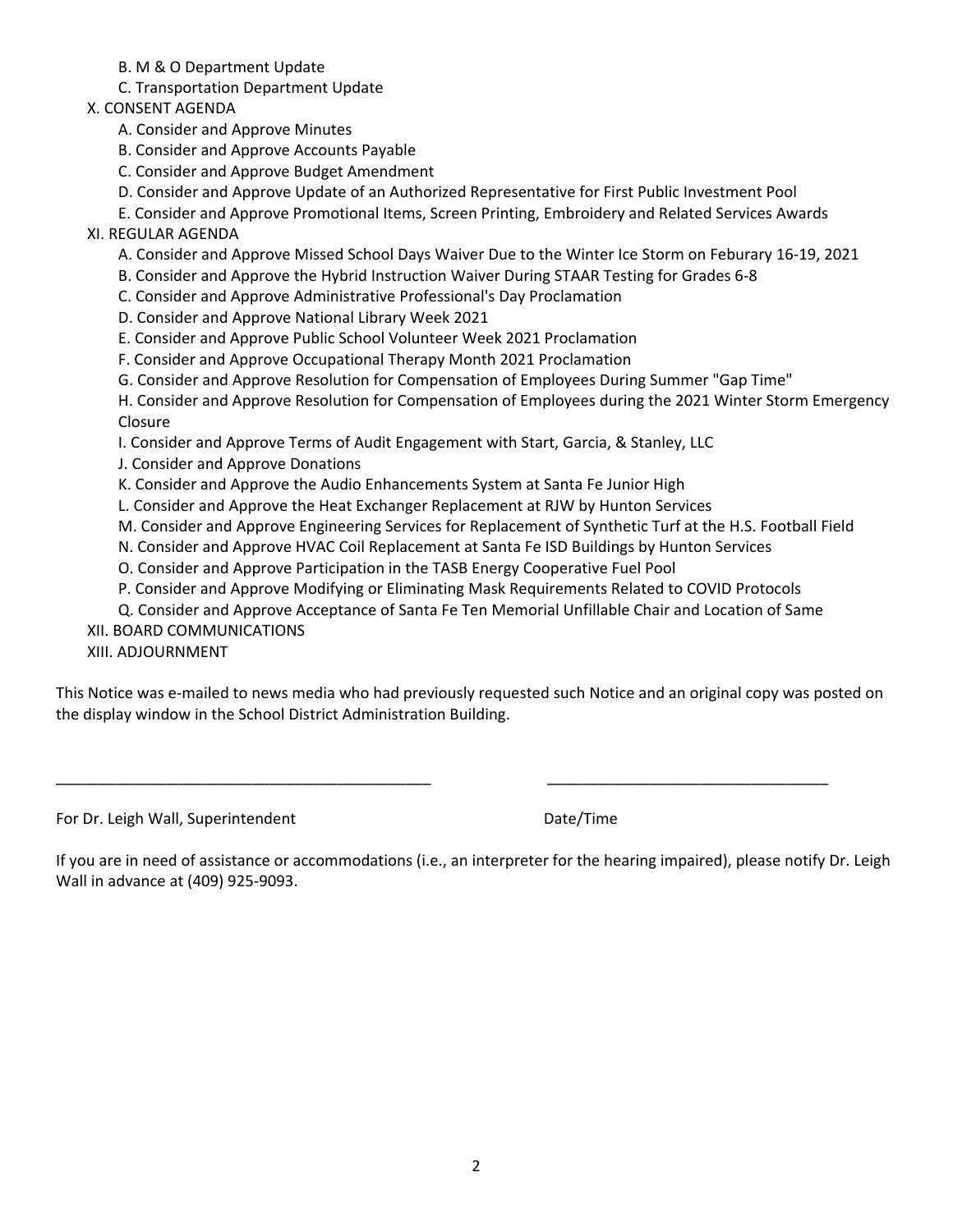B. M & O Department Update

C. Transportation Department Update

X. CONSENT AGENDA

A. Consider and Approve Minutes

B. Consider and Approve Accounts Payable

C. Consider and Approve Budget Amendment

D. Consider and Approve Update of an Authorized Representative for First Public Investment Pool

E. Consider and Approve Promotional Items, Screen Printing, Embroidery and Related Services Awards

XI. REGULAR AGENDA

A. Consider and Approve Missed School Days Waiver Due to the Winter Ice Storm on Feburary 16-19, 2021

B. Consider and Approve the Hybrid Instruction Waiver During STAAR Testing for Grades 6-8

C. Consider and Approve Administrative Professional's Day Proclamation

D. Consider and Approve National Library Week 2021

E. Consider and Approve Public School Volunteer Week 2021 Proclamation

F. Consider and Approve Occupational Therapy Month 2021 Proclamation

G. Consider and Approve Resolution for Compensation of Employees During Summer "Gap Time"

H. Consider and Approve Resolution for Compensation of Employees during the 2021 Winter Storm Emergency Closure

I. Consider and Approve Terms of Audit Engagement with Start, Garcia, & Stanley, LLC

J. Consider and Approve Donations

K. Consider and Approve the Audio Enhancements System at Santa Fe Junior High

L. Consider and Approve the Heat Exchanger Replacement at RJW by Hunton Services

M. Consider and Approve Engineering Services for Replacement of Synthetic Turf at the H.S. Football Field

N. Consider and Approve HVAC Coil Replacement at Santa Fe ISD Buildings by Hunton Services

O. Consider and Approve Participation in the TASB Energy Cooperative Fuel Pool

P. Consider and Approve Modifying or Eliminating Mask Requirements Related to COVID Protocols

Q. Consider and Approve Acceptance of Santa Fe Ten Memorial Unfillable Chair and Location of Same

XII. BOARD COMMUNICATIONS

XIII. ADJOURNMENT

This Notice was e-mailed to news media who had previously requested such Notice and an original copy was posted on the display window in the School District Administration Building.

\_\_\_\_\_\_\_\_\_\_\_\_\_\_\_\_\_\_\_\_\_\_\_\_\_\_\_\_\_\_\_\_\_\_\_\_\_\_\_\_\_\_\_\_ \_\_\_\_\_\_\_\_\_\_\_\_\_\_\_\_\_\_\_\_\_\_\_\_\_\_\_\_\_\_\_\_\_\_

For Dr. Leigh Wall, Superintendent Date/Time

If you are in need of assistance or accommodations (i.e., an interpreter for the hearing impaired), please notify Dr. Leigh Wall in advance at (409) 925-9093.